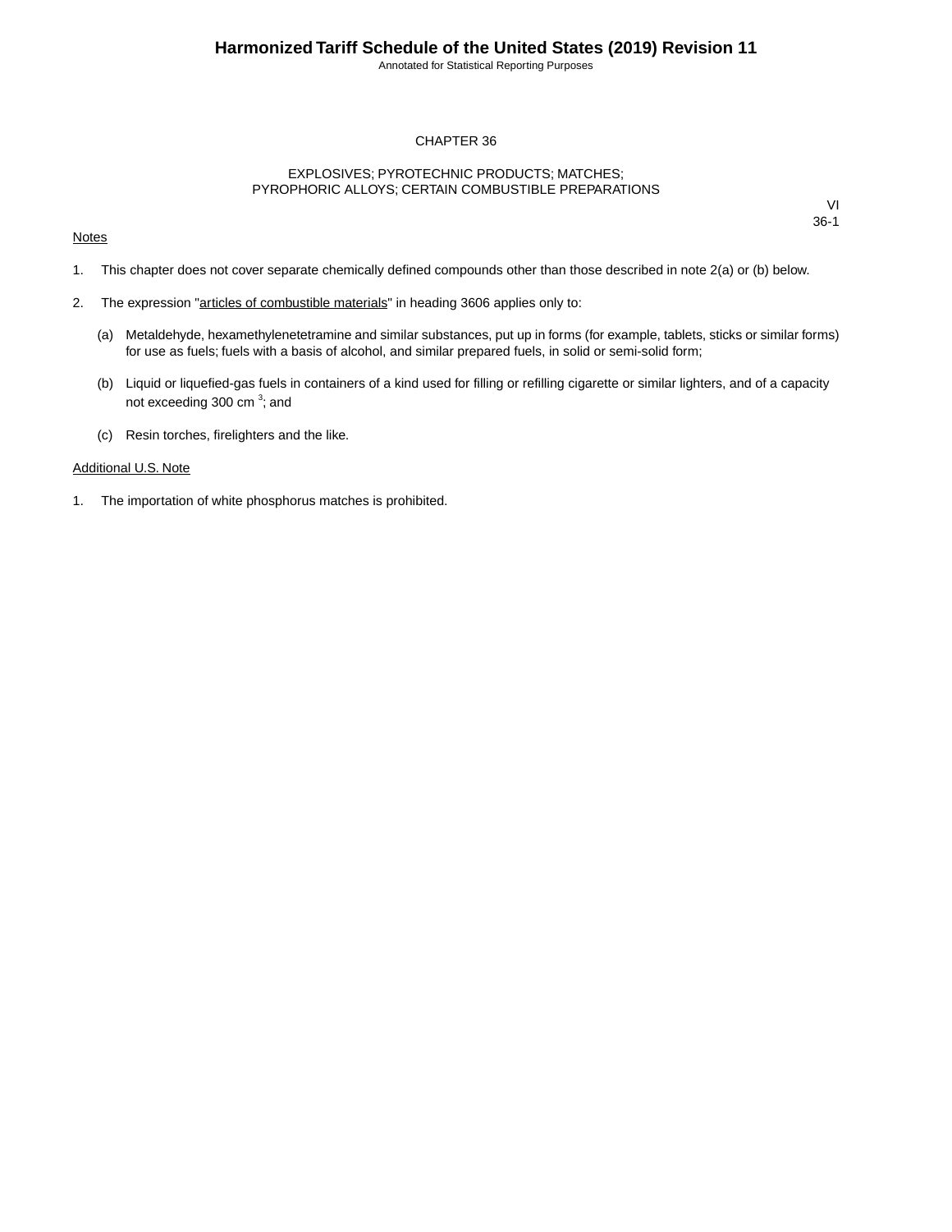# CHAPTER 36

## EXPLOSIVES; PYROTECHNIC PRODUCTS; MATCHES; PYROPHORIC ALLOYS; CERTAIN COMBUSTIBLE PREPARATIONS

VI
36-1

Notes

1. This chapter does not cover separate chemically defined compounds other than those described in note 2(a) or (b) below.

2. The expression "articles of combustible materials" in heading 3606 applies only to:

   (a) Metaldehyde, hexamethylenetetramine and similar substances, put up in forms (for example, tablets, sticks or similar forms) for use as fuels; fuels with a basis of alcohol, and similar prepared fuels, in solid or semi-solid form;

   (b) Liquid or liquefied-gas fuels in containers of a kind used for filling or refilling cigarette or similar lighters, and of a capacity not exceeding 300 $cm^3$; and

   (c) Resin torches, firelighters and the like.

Additional U.S. Note

1. The importation of white phosphorus matches is prohibited.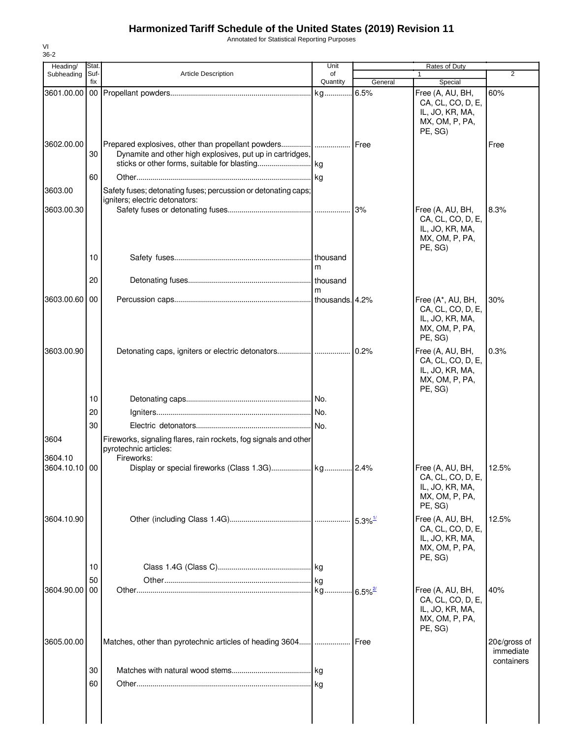# Harmonized Tariff Schedule of the United States (2019) Revision 11

Annotated for Statistical Reporting Purposes

VI
36-2

| Heading/ Subheading | Stat. Suf- fix | Article Description | Unit of Quantity | Rates of Duty | | |
|---|---|---|---|---|---|---|
| | | | | 1 | | 2 |
| | | | | General | Special | |
| 3601.00.00 | 00 | Propellant powders | kg | 6.5% | Free (A, AU, BH, CA, CL, CO, D, E, IL, JO, KR, MA, MX, OM, P, PA, PE, SG) | 60% |
| 3602.00.00 | | Prepared explosives, other than propellant powders | | Free | | Free |
| | 30 | Dynamite and other high explosives, put up in cartridges, sticks or other forms, suitable for blasting | kg | | | |
| | 60 | Other | kg | | | |
| 3603.00 | | Safety fuses; detonating fuses; percussion or detonating caps; igniters; electric detonators: | | | | |
| 3603.00.30 | | Safety fuses or detonating fuses | | 3% | Free (A, AU, BH, CA, CL, CO, D, E, IL, JO, KR, MA, MX, OM, P, PA, PE, SG) | 8.3% |
| | 10 | Safety fuses | thousand m | | | |
| | 20 | Detonating fuses | thousand m | | | |
| 3603.00.60 | 00 | Percussion caps | thousands | 4.2% | Free (A*, AU, BH, CA, CL, CO, D, E, IL, JO, KR, MA, MX, OM, P, PA, PE, SG) | 30% |
| 3603.00.90 | | Detonating caps, igniters or electric detonators | | 0.2% | Free (A, AU, BH, CA, CL, CO, D, E, IL, JO, KR, MA, MX, OM, P, PA, PE, SG) | 0.3% |
| | 10 | Detonating caps | No. | | | |
| | 20 | Igniters | No. | | | |
| | 30 | Electric detonators | No. | | | |
| 3604 | | Fireworks, signaling flares, rain rockets, fog signals and other pyrotechnic articles: | | | | |
| 3604.10 | | Fireworks: | | | | |
| 3604.10.10 | 00 | Display or special fireworks (Class 1.3G) | kg | 2.4% | Free (A, AU, BH, CA, CL, CO, D, E, IL, JO, KR, MA, MX, OM, P, PA, PE, SG) | 12.5% |
| 3604.10.90 | | Other (including Class 1.4G) | | 5.3%[1/] | Free (A, AU, BH, CA, CL, CO, D, E, IL, JO, KR, MA, MX, OM, P, PA, PE, SG) | 12.5% |
| | 10 | Class 1.4G (Class C) | kg | | | |
| | 50 | Other | kg | | | |
| 3604.90.00 | 00 | Other | kg | 6.5%[2/] | Free (A, AU, BH, CA, CL, CO, D, E, IL, JO, KR, MA, MX, OM, P, PA, PE, SG) | 40% |
| 3605.00.00 | | Matches, other than pyrotechnic articles of heading 3604 | | Free | | 20¢/gross of immediate containers |
| | 30 | Matches with natural wood stems | kg | | | |
| | 60 | Other | kg | | | |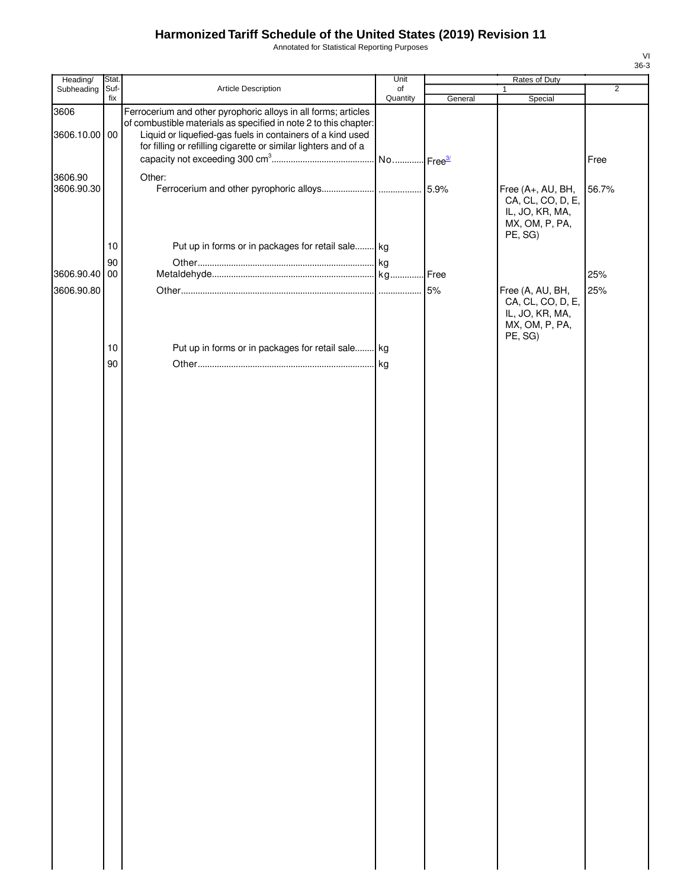# Harmonized Tariff Schedule of the United States (2019) Revision 11

Annotated for Statistical Reporting Purposes

| Heading/ Subheading | Stat. Suf- fix | Article Description | Unit of Quantity | Rates of Duty | | |
|---|---|---|---|---|---|---|
| | | | | 1 | | 2 |
| | | | | General | Special | |
| 3606 | | Ferrocerium and other pyrophoric alloys in all forms; articles of combustible materials as specified in note 2 to this chapter: | | | | |
| 3606.10.00 | 00 | Liquid or liquefied-gas fuels in containers of a kind used for filling or refilling cigarette or similar lighters and of a capacity not exceeding 300 $cm^3$ | No. | Free[3/] | | Free |
| 3606.90 | | Other: | | | | |
| 3606.90.30 | | Ferrocerium and other pyrophoric alloys | | 5.9% | Free (A+, AU, BH, CA, CL, CO, D, E, IL, JO, KR, MA, MX, OM, P, PA, PE, SG) | 56.7% |
| | 10 | Put up in forms or in packages for retail sale | kg | | | |
| | 90 | Other | kg | | | |
| 3606.90.40 | 00 | Metaldehyde | kg | Free | | 25% |
| 3606.90.80 | | Other | | 5% | Free (A, AU, BH, CA, CL, CO, D, E, IL, JO, KR, MA, MX, OM, P, PA, PE, SG) | 25% |
| | 10 | Put up in forms or in packages for retail sale | kg | | | |
| | 90 | Other | kg | | | |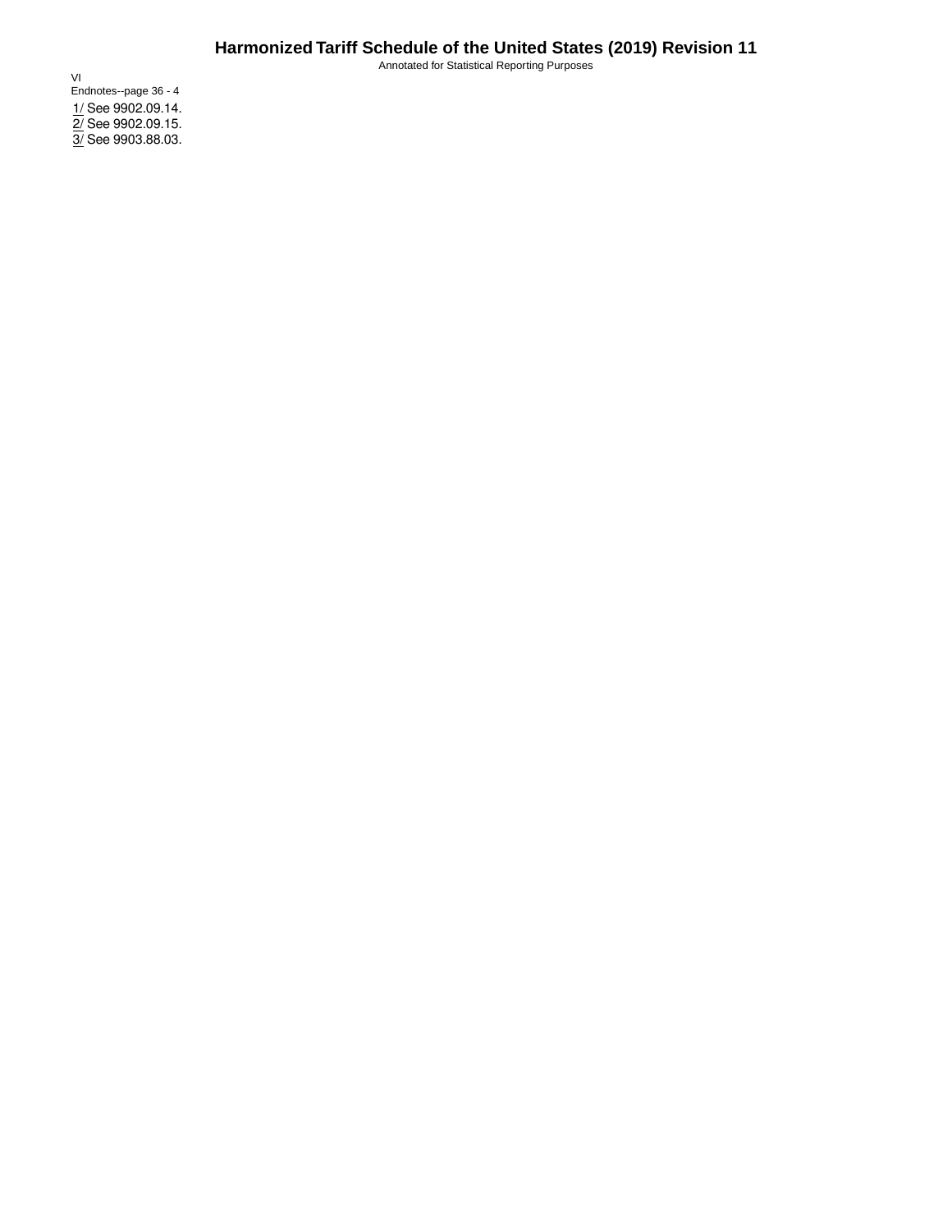VI

Endnotes--page 36 - 4

1/ See 9902.09.14.

2/ See 9902.09.15.

3/ See 9903.88.03.